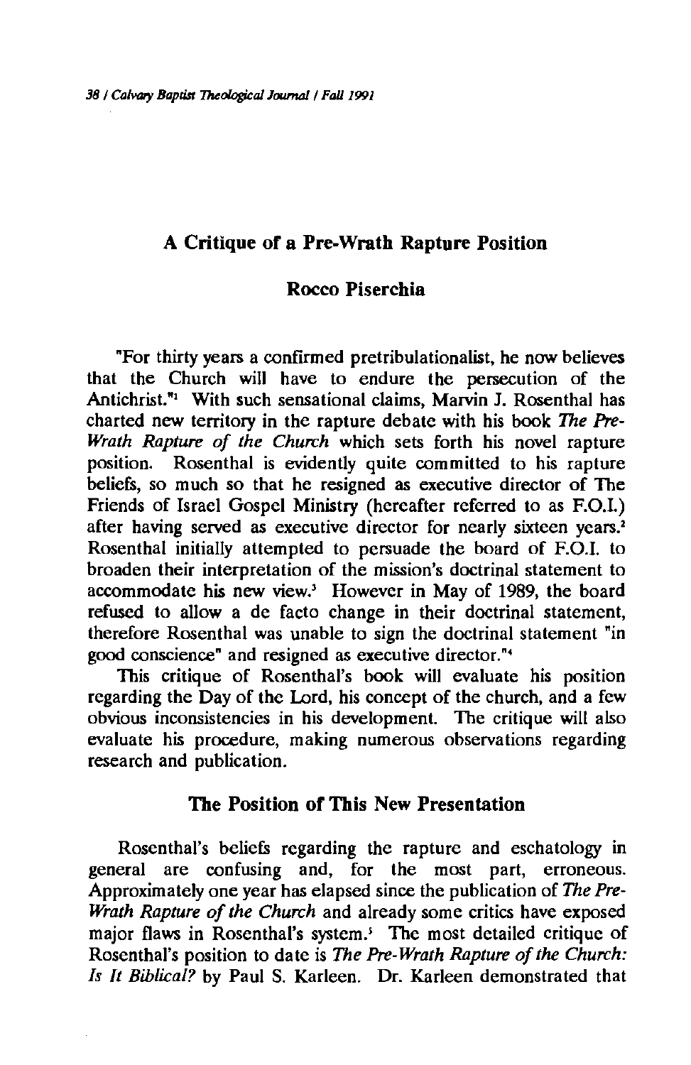# A Critique of a Pre-Wrath Rapture Position

## Rocco Piserchia

"For thirty years a confirmed pretribulationalist, he now believes that the Church will have to endure the persecution of the Antichrist."[1] With such sensational claims, Marvin J. Rosenthal has charted new territory in the rapture debate with his book *The Pre-Wrath Rapture of the Church* which sets forth his novel rapture position. Rosenthal is evidently quite committed to his rapture beliefs, so much so that he resigned as executive director of The Friends of Israel Gospel Ministry (hereafter referred to as F.O.I.) after having served as executive director for nearly sixteen years.[2] Rosenthal initially attempted to persuade the board of F.O.I. to broaden their interpretation of the mission's doctrinal statement to accommodate his new view.[3] However in May of 1989, the board refused to allow a de facto change in their doctrinal statement, therefore Rosenthal was unable to sign the doctrinal statement "in good conscience" and resigned as executive director."[4]

This critique of Rosenthal's book will evaluate his position regarding the Day of the Lord, his concept of the church, and a few obvious inconsistencies in his development. The critique will also evaluate his procedure, making numerous observations regarding research and publication.

## The Position of This New Presentation

Rosenthal's beliefs regarding the rapture and eschatology in general are confusing and, for the most part, erroneous. Approximately one year has elapsed since the publication of *The Pre-Wrath Rapture of the Church* and already some critics have exposed major flaws in Rosenthal's system.[5] The most detailed critique of Rosenthal's position to date is *The Pre-Wrath Rapture of the Church: Is It Biblical?* by Paul S. Karleen. Dr. Karleen demonstrated that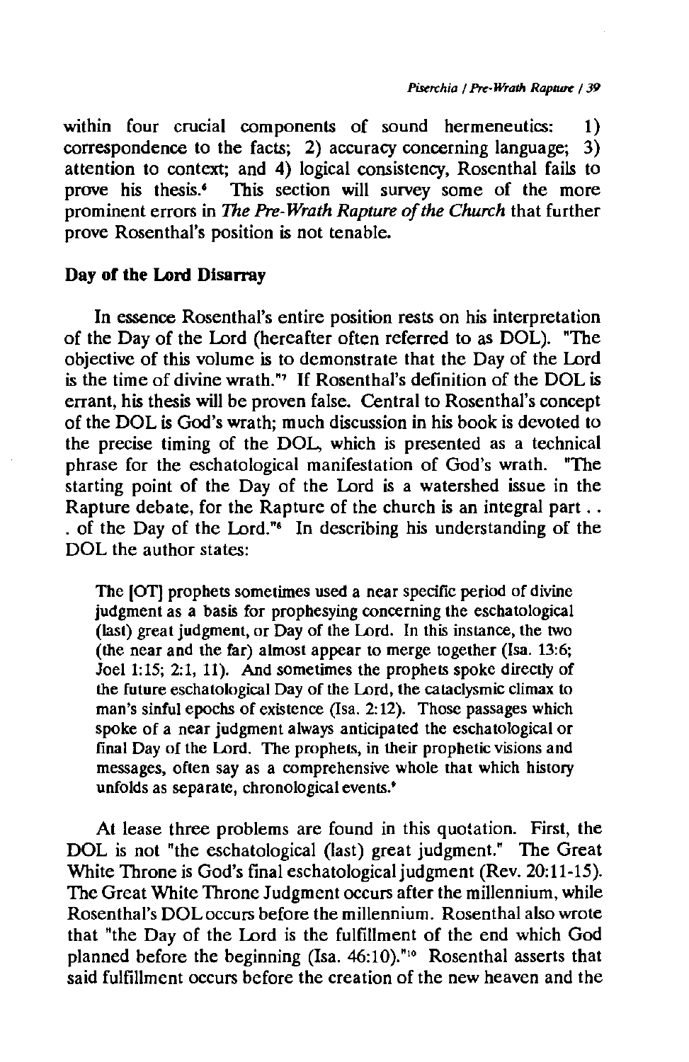within four crucial components of sound hermeneutics: 1) correspondence to the facts; 2) accuracy concerning language; 3) attention to context; and 4) logical consistency, Rosenthal fails to prove his thesis.[6] This section will survey some of the more prominent errors in *The Pre-Wrath Rapture of the Church* that further prove Rosenthal's position is not tenable.

## Day of the Lord Disarray

In essence Rosenthal's entire position rests on his interpretation of the Day of the Lord (hereafter often referred to as DOL). "The objective of this volume is to demonstrate that the Day of the Lord is the time of divine wrath."[7] If Rosenthal's definition of the DOL is errant, his thesis will be proven false. Central to Rosenthal's concept of the DOL is God's wrath; much discussion in his book is devoted to the precise timing of the DOL, which is presented as a technical phrase for the eschatological manifestation of God's wrath. "The starting point of the Day of the Lord is a watershed issue in the Rapture debate, for the Rapture of the church is an integral part . . . of the Day of the Lord."[8] In describing his understanding of the DOL the author states:

> The [OT] prophets sometimes used a near specific period of divine judgment as a basis for prophesying concerning the eschatological (last) great judgment, or Day of the Lord. In this instance, the two (the near and the far) almost appear to merge together (Isa. 13:6; Joel 1:15; 2:1, 11). And sometimes the prophets spoke directly of the future eschatological Day of the Lord, the cataclysmic climax to man's sinful epochs of existence (Isa. 2:12). Those passages which spoke of a near judgment always anticipated the eschatological or final Day of the Lord. The prophets, in their prophetic visions and messages, often say as a comprehensive whole that which history unfolds as separate, chronological events.[9]

At lease three problems are found in this quotation. First, the DOL is not "the eschatological (last) great judgment." The Great White Throne is God's final eschatological judgment (Rev. 20:11-15). The Great White Throne Judgment occurs after the millennium, while Rosenthal's DOL occurs before the millennium. Rosenthal also wrote that "the Day of the Lord is the fulfillment of the end which God planned before the beginning (Isa. 46:10)."[10] Rosenthal asserts that said fulfillment occurs before the creation of the new heaven and the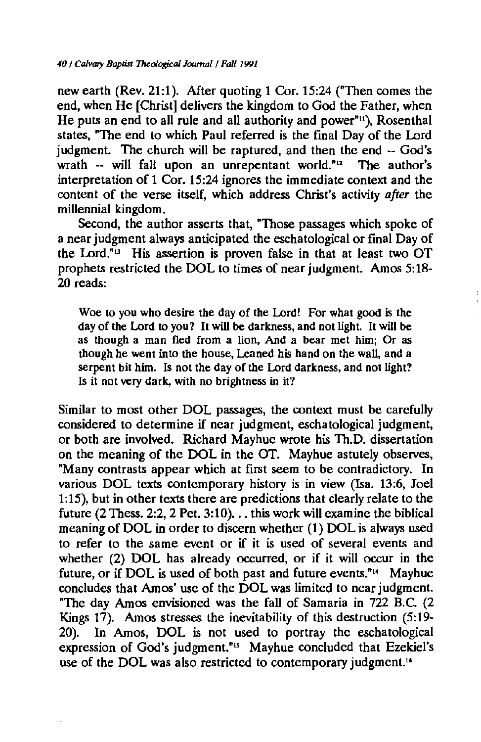new earth (Rev. 21:1). After quoting 1 Cor. 15:24 ("Then comes the end, when He [Christ] delivers the kingdom to God the Father, when He puts an end to all rule and all authority and power"[11]), Rosenthal states, "The end to which Paul referred is the final Day of the Lord judgment. The church will be raptured, and then the end -- God's wrath -- will fall upon an unrepentant world."[12] The author's interpretation of 1 Cor. 15:24 ignores the immediate context and the content of the verse itself, which address Christ's activity *after* the millennial kingdom.

Second, the author asserts that, "Those passages which spoke of a near judgment always anticipated the eschatological or final Day of the Lord."[13] His assertion is proven false in that at least two OT prophets restricted the DOL to times of near judgment. Amos 5:18-20 reads:

> Woe to you who desire the day of the Lord! For what good is the day of the Lord to you? It will be darkness, and not light. It will be as though a man fled from a lion, And a bear met him; Or as though he went into the house, Leaned his hand on the wall, and a serpent bit him. Is not the day of the Lord darkness, and not light? Is it not very dark, with no brightness in it?

Similar to most other DOL passages, the context must be carefully considered to determine if near judgment, eschatological judgment, or both are involved. Richard Mayhue wrote his Th.D. dissertation on the meaning of the DOL in the OT. Mayhue astutely observes, "Many contrasts appear which at first seem to be contradictory. In various DOL texts contemporary history is in view (Isa. 13:6, Joel 1:15), but in other texts there are predictions that clearly relate to the future (2 Thess. 2:2, 2 Pet. 3:10)... this work will examine the biblical meaning of DOL in order to discern whether (1) DOL is always used to refer to the same event or if it is used of several events and whether (2) DOL has already occurred, or if it will occur in the future, or if DOL is used of both past and future events."[14] Mayhue concludes that Amos' use of the DOL was limited to near judgment. "The day Amos envisioned was the fall of Samaria in 722 B.C. (2 Kings 17). Amos stresses the inevitability of this destruction (5:19-20). In Amos, DOL is not used to portray the eschatological expression of God's judgment."[15] Mayhue concluded that Ezekiel's use of the DOL was also restricted to contemporary judgment.[16]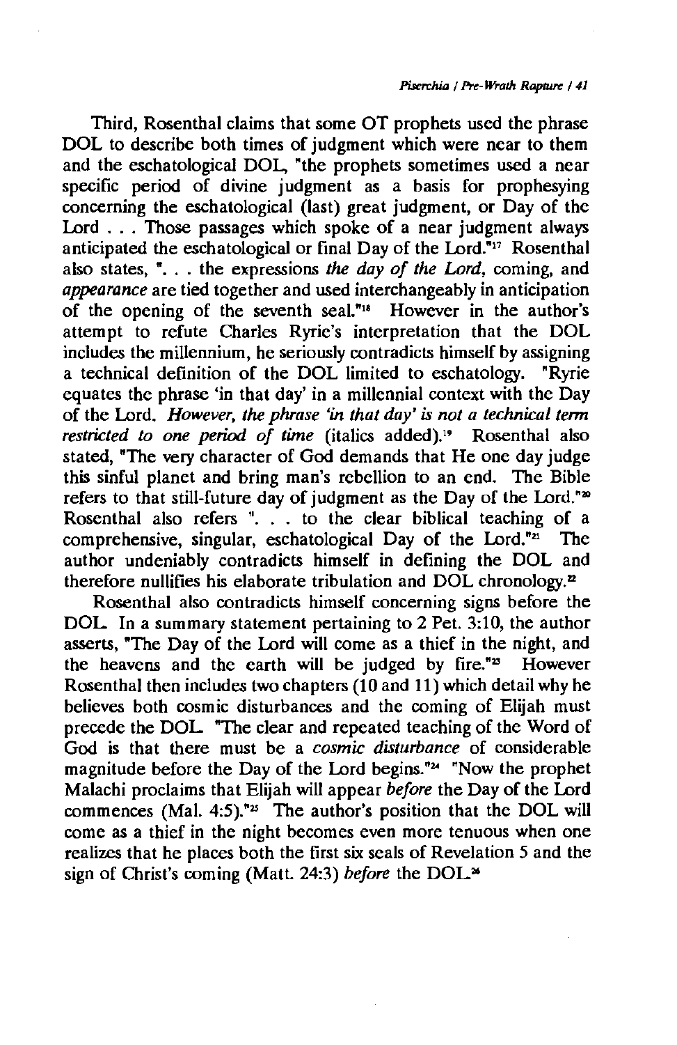Third, Rosenthal claims that some OT prophets used the phrase DOL to describe both times of judgment which were near to them and the eschatological DOL, "the prophets sometimes used a near specific period of divine judgment as a basis for prophesying concerning the eschatological (last) great judgment, or Day of the Lord . . . Those passages which spoke of a near judgment always anticipated the eschatological or final Day of the Lord."[17] Rosenthal also states, ". . . the expressions *the day of the Lord*, coming, and *appearance* are tied together and used interchangeably in anticipation of the opening of the seventh seal."[18] However in the author's attempt to refute Charles Ryrie's interpretation that the DOL includes the millennium, he seriously contradicts himself by assigning a technical definition of the DOL limited to eschatology. "Ryrie equates the phrase 'in that day' in a millennial context with the Day of the Lord. *However, the phrase 'in that day' is not a technical term restricted to one period of time* (italics added).[19] Rosenthal also stated, "The very character of God demands that He one day judge this sinful planet and bring man's rebellion to an end. The Bible refers to that still-future day of judgment as the Day of the Lord."[20] Rosenthal also refers ". . . to the clear biblical teaching of a comprehensive, singular, eschatological Day of the Lord."[21] The author undeniably contradicts himself in defining the DOL and therefore nullifies his elaborate tribulation and DOL chronology.[22]

Rosenthal also contradicts himself concerning signs before the DOL. In a summary statement pertaining to 2 Pet. 3:10, the author asserts, "The Day of the Lord will come as a thief in the night, and the heavens and the earth will be judged by fire."[23] However Rosenthal then includes two chapters (10 and 11) which detail why he believes both cosmic disturbances and the coming of Elijah must precede the DOL. "The clear and repeated teaching of the Word of God is that there must be a *cosmic disturbance* of considerable magnitude before the Day of the Lord begins."[24] "Now the prophet Malachi proclaims that Elijah will appear *before* the Day of the Lord commences (Mal. 4:5)."[25] The author's position that the DOL will come as a thief in the night becomes even more tenuous when one realizes that he places both the first six seals of Revelation 5 and the sign of Christ's coming (Matt. 24:3) *before* the DOL.[26]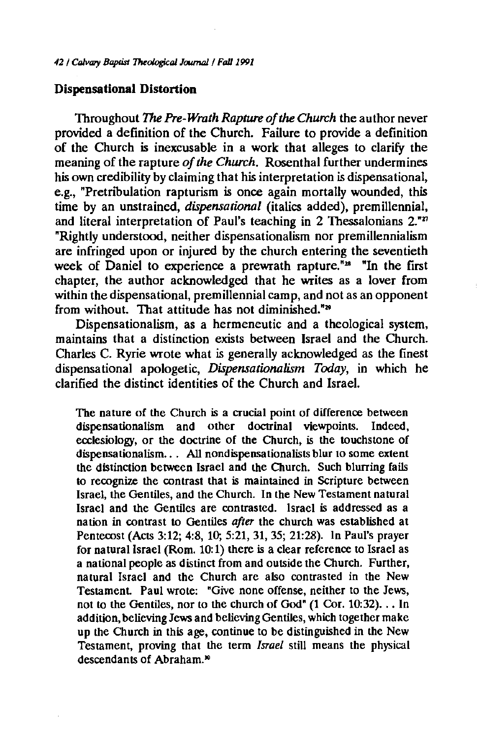## Dispensational Distortion

Throughout *The Pre-Wrath Rapture of the Church* the author never provided a definition of the Church. Failure to provide a definition of the Church is inexcusable in a work that alleges to clarify the meaning of the rapture *of the Church*. Rosenthal further undermines his own credibility by claiming that his interpretation is dispensational, e.g., "Pretribulation rapturism is once again mortally wounded, this time by an unstrained, *dispensational* (italics added), premillennial, and literal interpretation of Paul's teaching in 2 Thessalonians 2."[27] "Rightly understood, neither dispensationalism nor premillennialism are infringed upon or injured by the church entering the seventieth week of Daniel to experience a prewrath rapture."[28] "In the first chapter, the author acknowledged that he writes as a lover from within the dispensational, premillennial camp, and not as an opponent from without. That attitude has not diminished."[29]

Dispensationalism, as a hermeneutic and a theological system, maintains that a distinction exists between Israel and the Church. Charles C. Ryrie wrote what is generally acknowledged as the finest dispensational apologetic, *Dispensationalism Today*, in which he clarified the distinct identities of the Church and Israel.

> The nature of the Church is a crucial point of difference between dispensationalism and other doctrinal viewpoints. Indeed, ecclesiology, or the doctrine of the Church, is the touchstone of dispensationalism... All nondispensationalists blur to some extent the distinction between Israel and the Church. Such blurring fails to recognize the contrast that is maintained in Scripture between Israel, the Gentiles, and the Church. In the New Testament natural Israel and the Gentiles are contrasted. Israel is addressed as a nation in contrast to Gentiles *after* the church was established at Pentecost (Acts 3:12; 4:8, 10; 5:21, 31, 35; 21:28). In Paul's prayer for natural Israel (Rom. 10:1) there is a clear reference to Israel as a national people as distinct from and outside the Church. Further, natural Israel and the Church are also contrasted in the New Testament. Paul wrote: "Give none offense, neither to the Jews, not to the Gentiles, nor to the church of God" (1 Cor. 10:32)... In addition, believing Jews and believing Gentiles, which together make up the Church in this age, continue to be distinguished in the New Testament, proving that the term *Israel* still means the physical descendants of Abraham.[30]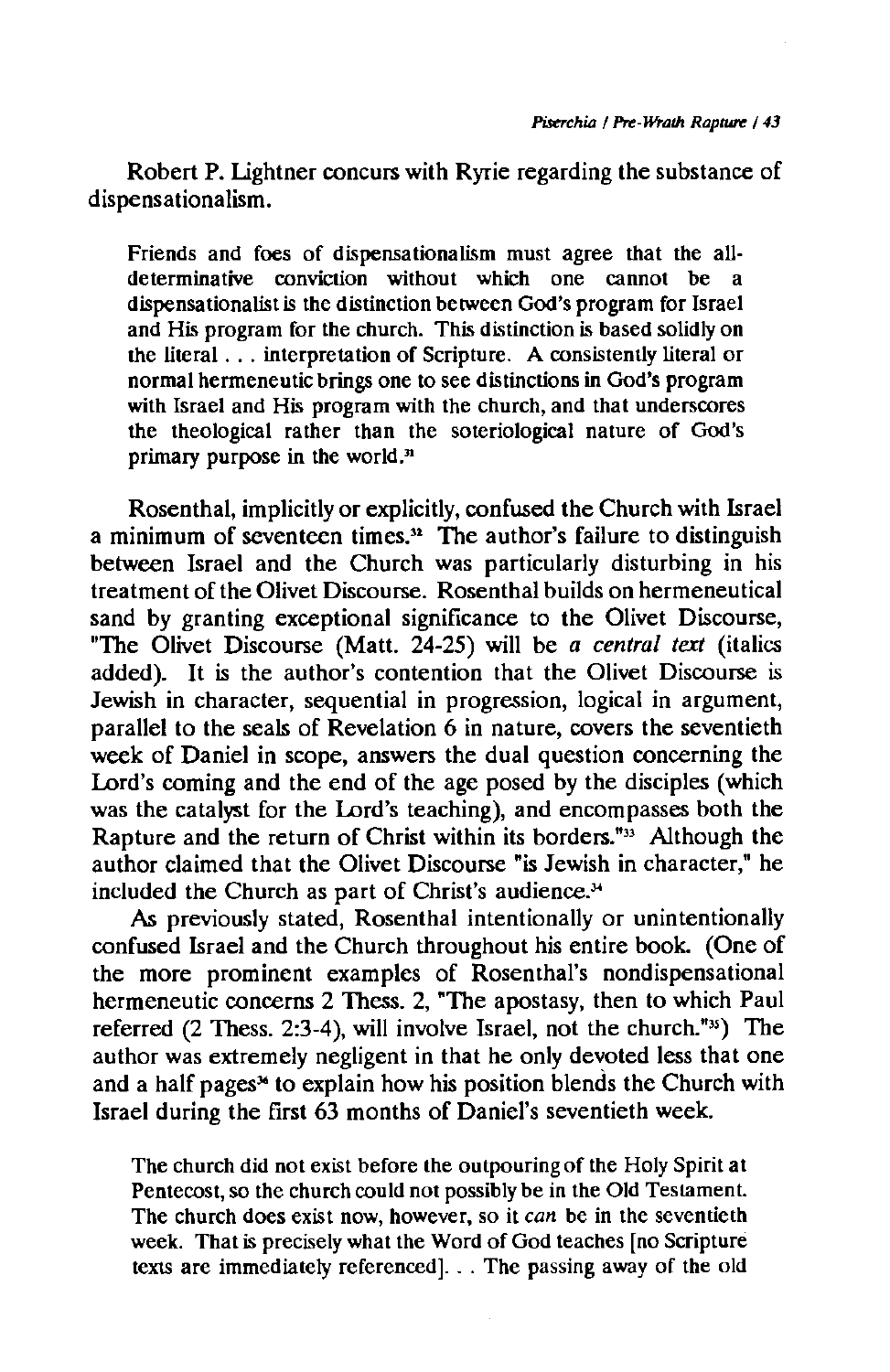Robert P. Lightner concurs with Ryrie regarding the substance of dispensationalism.

> Friends and foes of dispensationalism must agree that the all-determinative conviction without which one cannot be a dispensationalist is the distinction between God's program for Israel and His program for the church. This distinction is based solidly on the literal . . . interpretation of Scripture. A consistently literal or normal hermeneutic brings one to see distinctions in God's program with Israel and His program with the church, and that underscores the theological rather than the soteriological nature of God's primary purpose in the world.[31]

Rosenthal, implicitly or explicitly, confused the Church with Israel a minimum of seventeen times.[32] The author's failure to distinguish between Israel and the Church was particularly disturbing in his treatment of the Olivet Discourse. Rosenthal builds on hermeneutical sand by granting exceptional significance to the Olivet Discourse, "The Olivet Discourse (Matt. 24-25) will be *a central text* (italics added). It is the author's contention that the Olivet Discourse is Jewish in character, sequential in progression, logical in argument, parallel to the seals of Revelation 6 in nature, covers the seventieth week of Daniel in scope, answers the dual question concerning the Lord's coming and the end of the age posed by the disciples (which was the catalyst for the Lord's teaching), and encompasses both the Rapture and the return of Christ within its borders."[33] Although the author claimed that the Olivet Discourse "is Jewish in character," he included the Church as part of Christ's audience.[34]

As previously stated, Rosenthal intentionally or unintentionally confused Israel and the Church throughout his entire book. (One of the more prominent examples of Rosenthal's nondispensational hermeneutic concerns 2 Thess. 2, "The apostasy, then to which Paul referred (2 Thess. 2:3-4), will involve Israel, not the church."[35]) The author was extremely negligent in that he only devoted less that one and a half pages[36] to explain how his position blends the Church with Israel during the first 63 months of Daniel's seventieth week.

> The church did not exist before the outpouring of the Holy Spirit at Pentecost, so the church could not possibly be in the Old Testament. The church does exist now, however, so it *can* be in the seventieth week. That is precisely what the Word of God teaches [no Scripture texts are immediately referenced]. . . The passing away of the old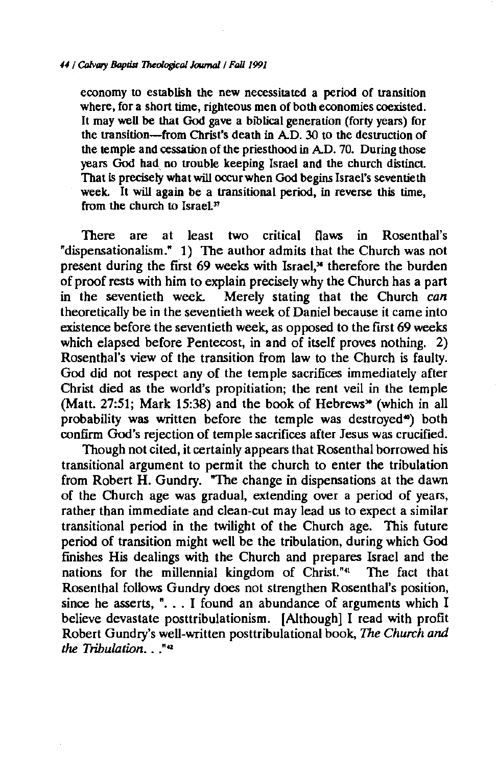economy to establish the new necessitated a period of transition where, for a short time, righteous men of both economies coexisted. It may well be that God gave a biblical generation (forty years) for the transition—from Christ's death in A.D. 30 to the destruction of the temple and cessation of the priesthood in A.D. 70. During those years God had no trouble keeping Israel and the church distinct. That is precisely what will occur when God begins Israel's seventieth week. It will again be a transitional period, in reverse this time, from the church to Israel.[37]

There are at least two critical flaws in Rosenthal's "dispensationalism." 1) The author admits that the Church was not present during the first 69 weeks with Israel,[38] therefore the burden of proof rests with him to explain precisely why the Church has a part in the seventieth week. Merely stating that the Church *can* theoretically be in the seventieth week of Daniel because it came into existence before the seventieth week, as opposed to the first 69 weeks which elapsed before Pentecost, in and of itself proves nothing. 2) Rosenthal's view of the transition from law to the Church is faulty. God did not respect any of the temple sacrifices immediately after Christ died as the world's propitiation; the rent veil in the temple (Matt. 27:51; Mark 15:38) and the book of Hebrews[39] (which in all probability was written before the temple was destroyed[40]) both confirm God's rejection of temple sacrifices after Jesus was crucified.

Though not cited, it certainly appears that Rosenthal borrowed his transitional argument to permit the church to enter the tribulation from Robert H. Gundry. "The change in dispensations at the dawn of the Church age was gradual, extending over a period of years, rather than immediate and clean-cut may lead us to expect a similar transitional period in the twilight of the Church age. This future period of transition might well be the tribulation, during which God finishes His dealings with the Church and prepares Israel and the nations for the millennial kingdom of Christ."[41] The fact that Rosenthal follows Gundry does not strengthen Rosenthal's position, since he asserts, ". . . I found an abundance of arguments which I believe devastate posttribulationism. [Although] I read with profit Robert Gundry's well-written posttribulational book, *The Church and the Tribulation*. . ."[42]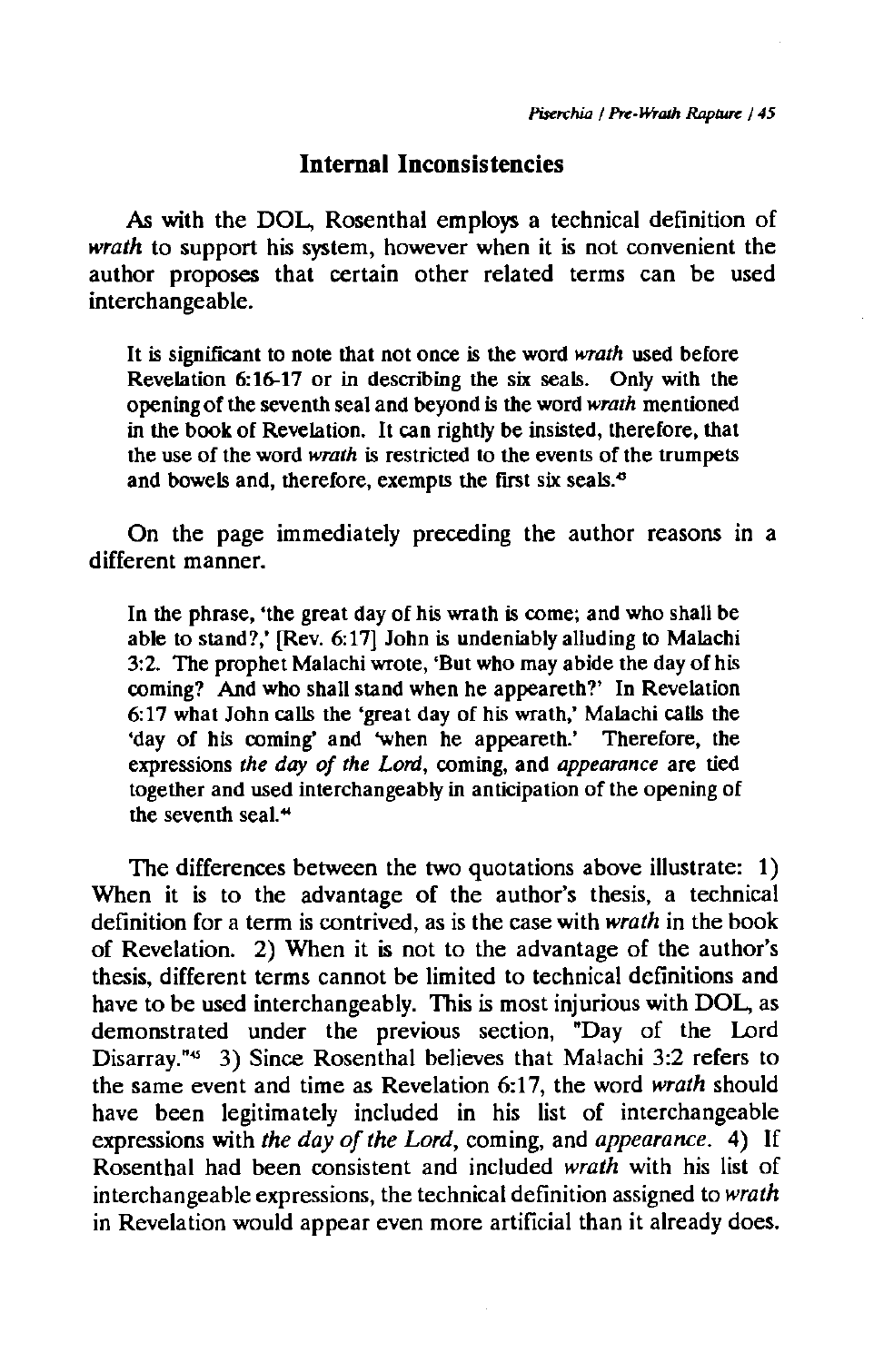## Internal Inconsistencies

As with the DOL, Rosenthal employs a technical definition of *wrath* to support his system, however when it is not convenient the author proposes that certain other related terms can be used interchangeable.

> It is significant to note that not once is the word *wrath* used before Revelation 6:16-17 or in describing the six seals. Only with the opening of the seventh seal and beyond is the word *wrath* mentioned in the book of Revelation. It can rightly be insisted, therefore, that the use of the word *wrath* is restricted to the events of the trumpets and bowels and, therefore, exempts the first six seals.[43]

On the page immediately preceding the author reasons in a different manner.

> In the phrase, 'the great day of his wrath is come; and who shall be able to stand?,' [Rev. 6:17] John is undeniably alluding to Malachi 3:2. The prophet Malachi wrote, 'But who may abide the day of his coming? And who shall stand when he appeareth?' In Revelation 6:17 what John calls the 'great day of his wrath,' Malachi calls the 'day of his coming' and 'when he appeareth.' Therefore, the expressions *the day of the Lord*, coming, and *appearance* are tied together and used interchangeably in anticipation of the opening of the seventh seal.[44]

The differences between the two quotations above illustrate: 1) When it is to the advantage of the author's thesis, a technical definition for a term is contrived, as is the case with *wrath* in the book of Revelation. 2) When it is not to the advantage of the author's thesis, different terms cannot be limited to technical definitions and have to be used interchangeably. This is most injurious with DOL, as demonstrated under the previous section, "Day of the Lord Disarray."[45] 3) Since Rosenthal believes that Malachi 3:2 refers to the same event and time as Revelation 6:17, the word *wrath* should have been legitimately included in his list of interchangeable expressions with *the day of the Lord*, coming, and *appearance*. 4) If Rosenthal had been consistent and included *wrath* with his list of interchangeable expressions, the technical definition assigned to *wrath* in Revelation would appear even more artificial than it already does.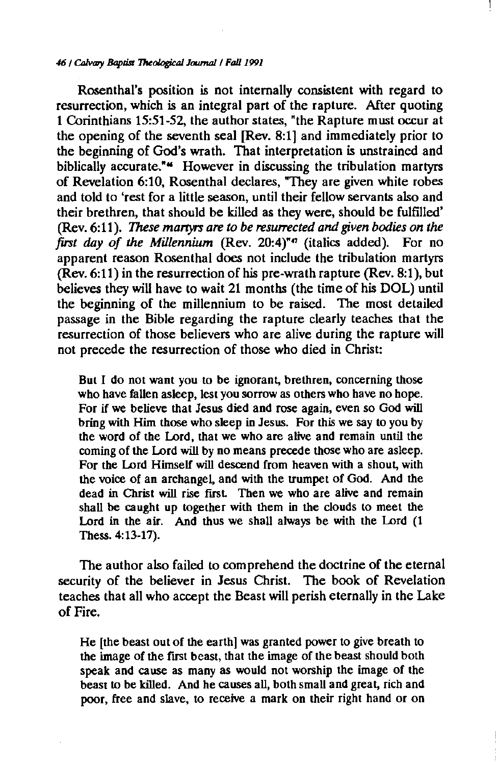Rosenthal's position is not internally consistent with regard to resurrection, which is an integral part of the rapture. After quoting 1 Corinthians 15:51-52, the author states, "the Rapture must occur at the opening of the seventh seal [Rev. 8:1] and immediately prior to the beginning of God's wrath. That interpretation is unstrained and biblically accurate."[46] However in discussing the tribulation martyrs of Revelation 6:10, Rosenthal declares, "They are given white robes and told to 'rest for a little season, until their fellow servants also and their brethren, that should be killed as they were, should be fulfilled' (Rev. 6:11). *These martyrs are to be resurrected and given bodies on the first day of the Millennium* (Rev. 20:4)"[47] (italics added). For no apparent reason Rosenthal does not include the tribulation martyrs (Rev. 6:11) in the resurrection of his pre-wrath rapture (Rev. 8:1), but believes they will have to wait 21 months (the time of his DOL) until the beginning of the millennium to be raised. The most detailed passage in the Bible regarding the rapture clearly teaches that the resurrection of those believers who are alive during the rapture will not precede the resurrection of those who died in Christ:

> But I do not want you to be ignorant, brethren, concerning those who have fallen asleep, lest you sorrow as others who have no hope. For if we believe that Jesus died and rose again, even so God will bring with Him those who sleep in Jesus. For this we say to you by the word of the Lord, that we who are alive and remain until the coming of the Lord will by no means precede those who are asleep. For the Lord Himself will descend from heaven with a shout, with the voice of an archangel, and with the trumpet of God. And the dead in Christ will rise first. Then we who are alive and remain shall be caught up together with them in the clouds to meet the Lord in the air. And thus we shall always be with the Lord (1 Thess. 4:13-17).

The author also failed to comprehend the doctrine of the eternal security of the believer in Jesus Christ. The book of Revelation teaches that all who accept the Beast will perish eternally in the Lake of Fire.

> He [the beast out of the earth] was granted power to give breath to the image of the first beast, that the image of the beast should both speak and cause as many as would not worship the image of the beast to be killed. And he causes all, both small and great, rich and poor, free and slave, to receive a mark on their right hand or on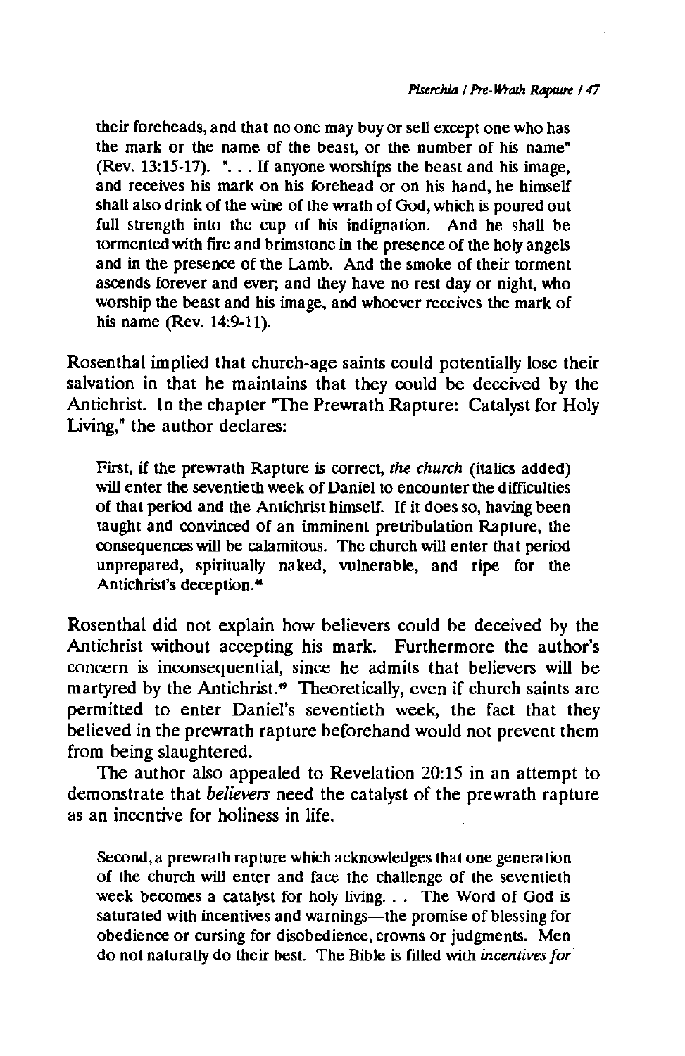> their foreheads, and that no one may buy or sell except one who has the mark or the name of the beast, or the number of his name" (Rev. 13:15-17). ". . . If anyone worships the beast and his image, and receives his mark on his forehead or on his hand, he himself shall also drink of the wine of the wrath of God, which is poured out full strength into the cup of his indignation. And he shall be tormented with fire and brimstone in the presence of the holy angels and in the presence of the Lamb. And the smoke of their torment ascends forever and ever; and they have no rest day or night, who worship the beast and his image, and whoever receives the mark of his name (Rev. 14:9-11).

Rosenthal implied that church-age saints could potentially lose their salvation in that he maintains that they could be deceived by the Antichrist. In the chapter "The Prewrath Rapture: Catalyst for Holy Living," the author declares:

> First, if the prewrath Rapture is correct, *the church* (italics added) will enter the seventieth week of Daniel to encounter the difficulties of that period and the Antichrist himself. If it does so, having been taught and convinced of an imminent pretribulation Rapture, the consequences will be calamitous. The church will enter that period unprepared, spiritually naked, vulnerable, and ripe for the Antichrist's deception.[48]

Rosenthal did not explain how believers could be deceived by the Antichrist without accepting his mark. Furthermore the author's concern is inconsequential, since he admits that believers will be martyred by the Antichrist.[49] Theoretically, even if church saints are permitted to enter Daniel's seventieth week, the fact that they believed in the prewrath rapture beforehand would not prevent them from being slaughtered.

The author also appealed to Revelation 20:15 in an attempt to demonstrate that *believers* need the catalyst of the prewrath rapture as an incentive for holiness in life.

> Second, a prewrath rapture which acknowledges that one generation of the church will enter and face the challenge of the seventieth week becomes a catalyst for holy living. . . The Word of God is saturated with incentives and warnings—the promise of blessing for obedience or cursing for disobedience, crowns or judgments. Men do not naturally do their best. The Bible is filled with *incentives for*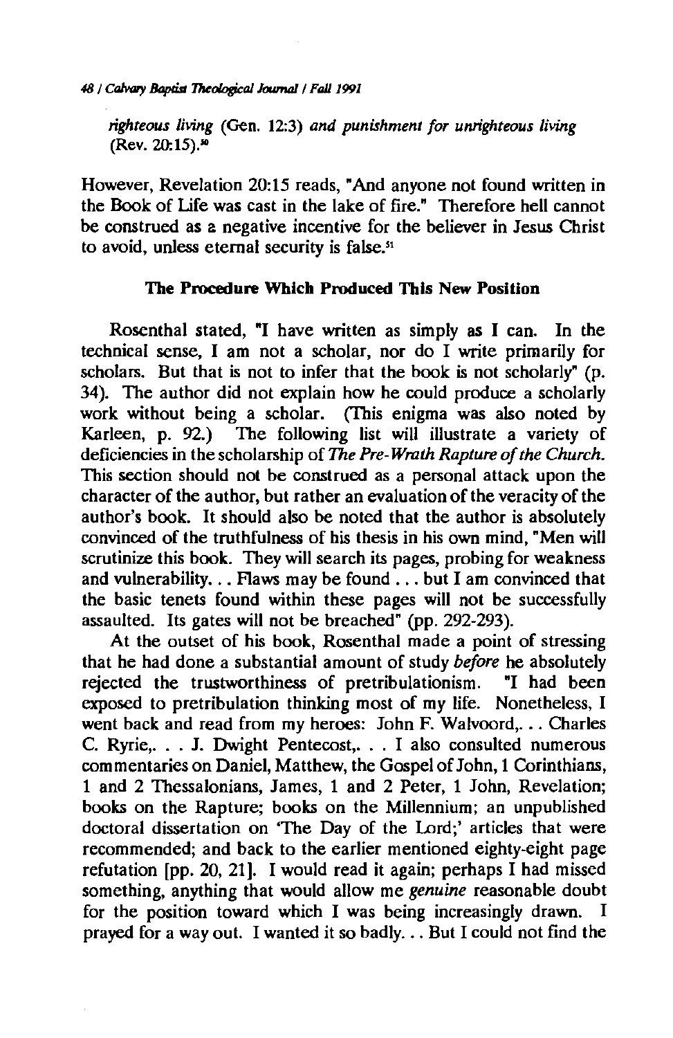*righteous living* (Gen. 12:3) *and punishment for unrighteous living* (Rev. 20:15).[50]

However, Revelation 20:15 reads, "And anyone not found written in the Book of Life was cast in the lake of fire." Therefore hell cannot be construed as a negative incentive for the believer in Jesus Christ to avoid, unless eternal security is false.[51]

### The Procedure Which Produced This New Position

Rosenthal stated, "I have written as simply as I can. In the technical sense, I am not a scholar, nor do I write primarily for scholars. But that is not to infer that the book is not scholarly" (p. 34). The author did not explain how he could produce a scholarly work without being a scholar. (This enigma was also noted by Karleen, p. 92.) The following list will illustrate a variety of deficiencies in the scholarship of *The Pre-Wrath Rapture of the Church.* This section should not be construed as a personal attack upon the character of the author, but rather an evaluation of the veracity of the author's book. It should also be noted that the author is absolutely convinced of the truthfulness of his thesis in his own mind, "Men will scrutinize this book. They will search its pages, probing for weakness and vulnerability. . . Flaws may be found . . . but I am convinced that the basic tenets found within these pages will not be successfully assaulted. Its gates will not be breached" (pp. 292-293).

At the outset of his book, Rosenthal made a point of stressing that he had done a substantial amount of study *before* he absolutely rejected the trustworthiness of pretribulationism. "I had been exposed to pretribulation thinking most of my life. Nonetheless, I went back and read from my heroes: John F. Walvoord,. . . Charles C. Ryrie,. . . J. Dwight Pentecost,. . . I also consulted numerous commentaries on Daniel, Matthew, the Gospel of John, 1 Corinthians, 1 and 2 Thessalonians, James, 1 and 2 Peter, 1 John, Revelation; books on the Rapture; books on the Millennium; an unpublished doctoral dissertation on 'The Day of the Lord;' articles that were recommended; and back to the earlier mentioned eighty-eight page refutation [pp. 20, 21]. I would read it again; perhaps I had missed something, anything that would allow me *genuine* reasonable doubt for the position toward which I was being increasingly drawn. I prayed for a way out. I wanted it so badly. . . But I could not find the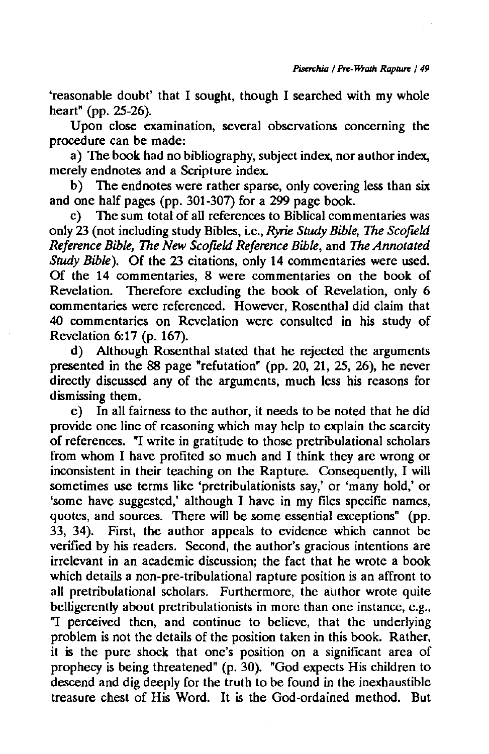'reasonable doubt' that I sought, though I searched with my whole heart" (pp. 25-26).

Upon close examination, several observations concerning the procedure can be made:

a) The book had no bibliography, subject index, nor author index, merely endnotes and a Scripture index.

b) The endnotes were rather sparse, only covering less than six and one half pages (pp. 301-307) for a 299 page book.

c) The sum total of all references to Biblical commentaries was only 23 (not including study Bibles, i.e., *Ryrie Study Bible, The Scofield Reference Bible, The New Scofield Reference Bible*, and *The Annotated Study Bible*). Of the 23 citations, only 14 commentaries were used. Of the 14 commentaries, 8 were commentaries on the book of Revelation. Therefore excluding the book of Revelation, only 6 commentaries were referenced. However, Rosenthal did claim that 40 commentaries on Revelation were consulted in his study of Revelation 6:17 (p. 167).

d) Although Rosenthal stated that he rejected the arguments presented in the 88 page "refutation" (pp. 20, 21, 25, 26), he never directly discussed any of the arguments, much less his reasons for dismissing them.

e) In all fairness to the author, it needs to be noted that he did provide one line of reasoning which may help to explain the scarcity of references. "I write in gratitude to those pretribulational scholars from whom I have profited so much and I think they are wrong or inconsistent in their teaching on the Rapture. Consequently, I will sometimes use terms like 'pretribulationists say,' or 'many hold,' or 'some have suggested,' although I have in my files specific names, quotes, and sources. There will be some essential exceptions" (pp. 33, 34). First, the author appeals to evidence which cannot be verified by his readers. Second, the author's gracious intentions are irrelevant in an academic discussion; the fact that he wrote a book which details a non-pre-tribulational rapture position is an affront to all pretribulational scholars. Furthermore, the author wrote quite belligerently about pretribulationists in more than one instance, e.g., "I perceived then, and continue to believe, that the underlying problem is not the details of the position taken in this book. Rather, it is the pure shock that one's position on a significant area of prophecy is being threatened" (p. 30). "God expects His children to descend and dig deeply for the truth to be found in the inexhaustible treasure chest of His Word. It is the God-ordained method. But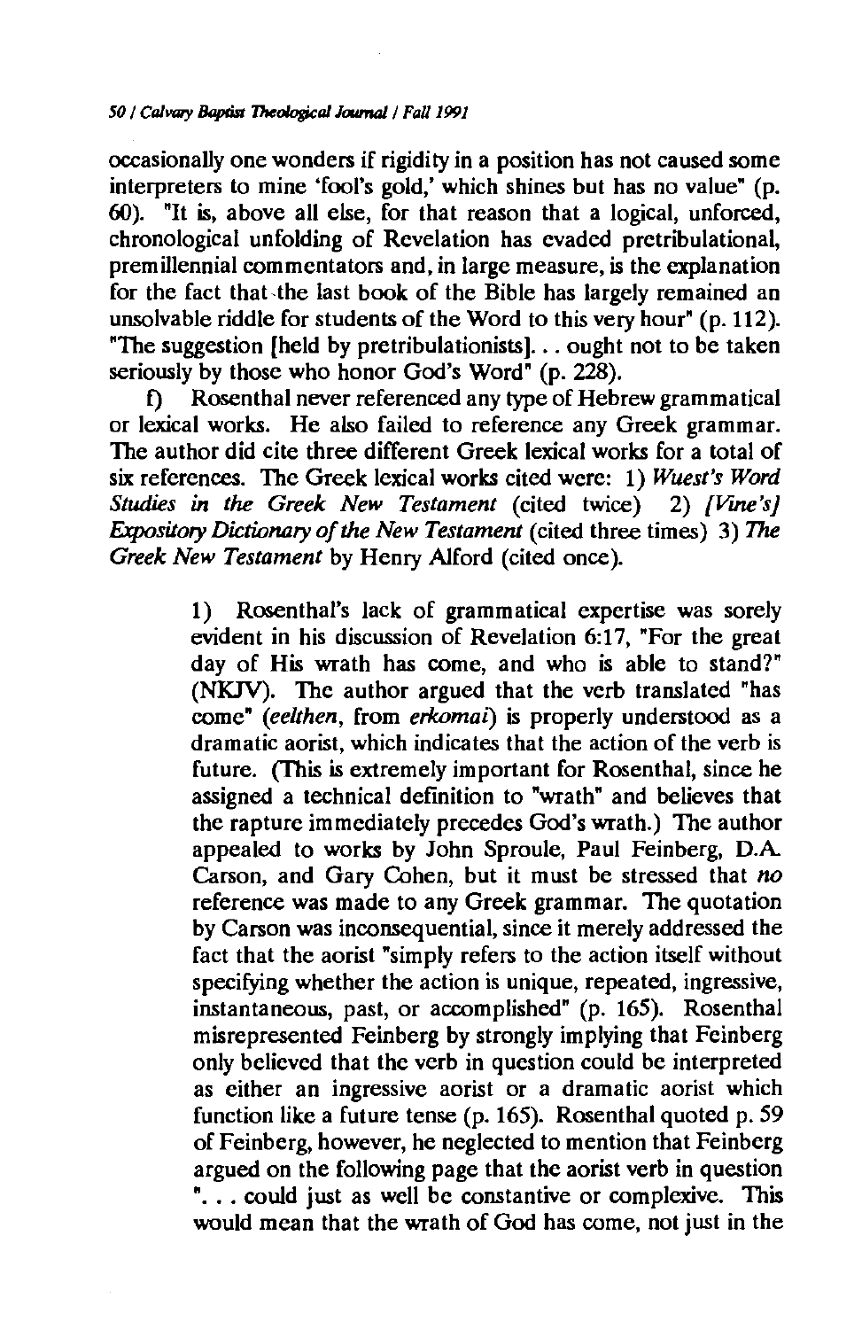occasionally one wonders if rigidity in a position has not caused some interpreters to mine 'fool's gold,' which shines but has no value" (p. 60). "It is, above all else, for that reason that a logical, unforced, chronological unfolding of Revelation has evaded pretribulational, premillennial commentators and, in large measure, is the explanation for the fact that the last book of the Bible has largely remained an unsolvable riddle for students of the Word to this very hour" (p. 112). "The suggestion [held by pretribulationists]. . . ought not to be taken seriously by those who honor God's Word" (p. 228).

f) Rosenthal never referenced any type of Hebrew grammatical or lexical works. He also failed to reference any Greek grammar. The author did cite three different Greek lexical works for a total of six references. The Greek lexical works cited were: 1) *Wuest's Word Studies in the Greek New Testament* (cited twice) 2) *[Vine's] Expository Dictionary of the New Testament* (cited three times) 3) *The Greek New Testament* by Henry Alford (cited once).

> 1) Rosenthal's lack of grammatical expertise was sorely evident in his discussion of Revelation 6:17, "For the great day of His wrath has come, and who is able to stand?" (NKJV). The author argued that the verb translated "has come" (*eelthen*, from *erkomai*) is properly understood as a dramatic aorist, which indicates that the action of the verb is future. (This is extremely important for Rosenthal, since he assigned a technical definition to "wrath" and believes that the rapture immediately precedes God's wrath.) The author appealed to works by John Sproule, Paul Feinberg, D.A. Carson, and Gary Cohen, but it must be stressed that *no* reference was made to any Greek grammar. The quotation by Carson was inconsequential, since it merely addressed the fact that the aorist "simply refers to the action itself without specifying whether the action is unique, repeated, ingressive, instantaneous, past, or accomplished" (p. 165). Rosenthal misrepresented Feinberg by strongly implying that Feinberg only believed that the verb in question could be interpreted as either an ingressive aorist or a dramatic aorist which function like a future tense (p. 165). Rosenthal quoted p. 59 of Feinberg, however, he neglected to mention that Feinberg argued on the following page that the aorist verb in question ". . . could just as well be constantive or complexive. This would mean that the wrath of God has come, not just in the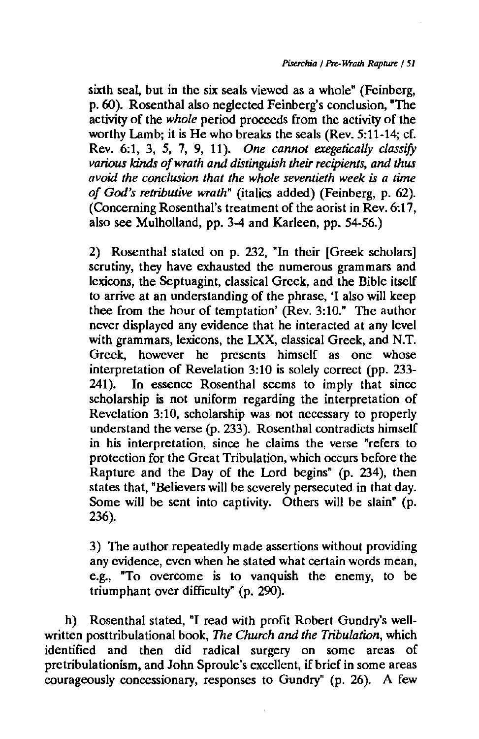sixth seal, but in the six seals viewed as a whole" (Feinberg, p. 60). Rosenthal also neglected Feinberg's conclusion, "The activity of the *whole* period proceeds from the activity of the worthy Lamb; it is He who breaks the seals (Rev. 5:11-14; cf. Rev. 6:1, 3, 5, 7, 9, 11). *One cannot exegetically classify various kinds of wrath and distinguish their recipients, and thus avoid the conclusion that the whole seventieth week is a time of God's retributive wrath*" (italics added) (Feinberg, p. 62). (Concerning Rosenthal's treatment of the aorist in Rev. 6:17, also see Mulholland, pp. 3-4 and Karleen, pp. 54-56.)

2) Rosenthal stated on p. 232, "In their [Greek scholars] scrutiny, they have exhausted the numerous grammars and lexicons, the Septuagint, classical Greek, and the Bible itself to arrive at an understanding of the phrase, 'I also will keep thee from the hour of temptation' (Rev. 3:10." The author never displayed any evidence that he interacted at any level with grammars, lexicons, the LXX, classical Greek, and N.T. Greek, however he presents himself as one whose interpretation of Revelation 3:10 is solely correct (pp. 233-241). In essence Rosenthal seems to imply that since scholarship is not uniform regarding the interpretation of Revelation 3:10, scholarship was not necessary to properly understand the verse (p. 233). Rosenthal contradicts himself in his interpretation, since he claims the verse "refers to protection for the Great Tribulation, which occurs before the Rapture and the Day of the Lord begins" (p. 234), then states that, "Believers will be severely persecuted in that day. Some will be sent into captivity. Others will be slain" (p. 236).

3) The author repeatedly made assertions without providing any evidence, even when he stated what certain words mean, e.g., "To overcome is to vanquish the enemy, to be triumphant over difficulty" (p. 290).

h) Rosenthal stated, "I read with profit Robert Gundry's well-written posttribulational book, *The Church and the Tribulation*, which identified and then did radical surgery on some areas of pretribulationism, and John Sproule's excellent, if brief in some areas courageously concessionary, responses to Gundry" (p. 26). A few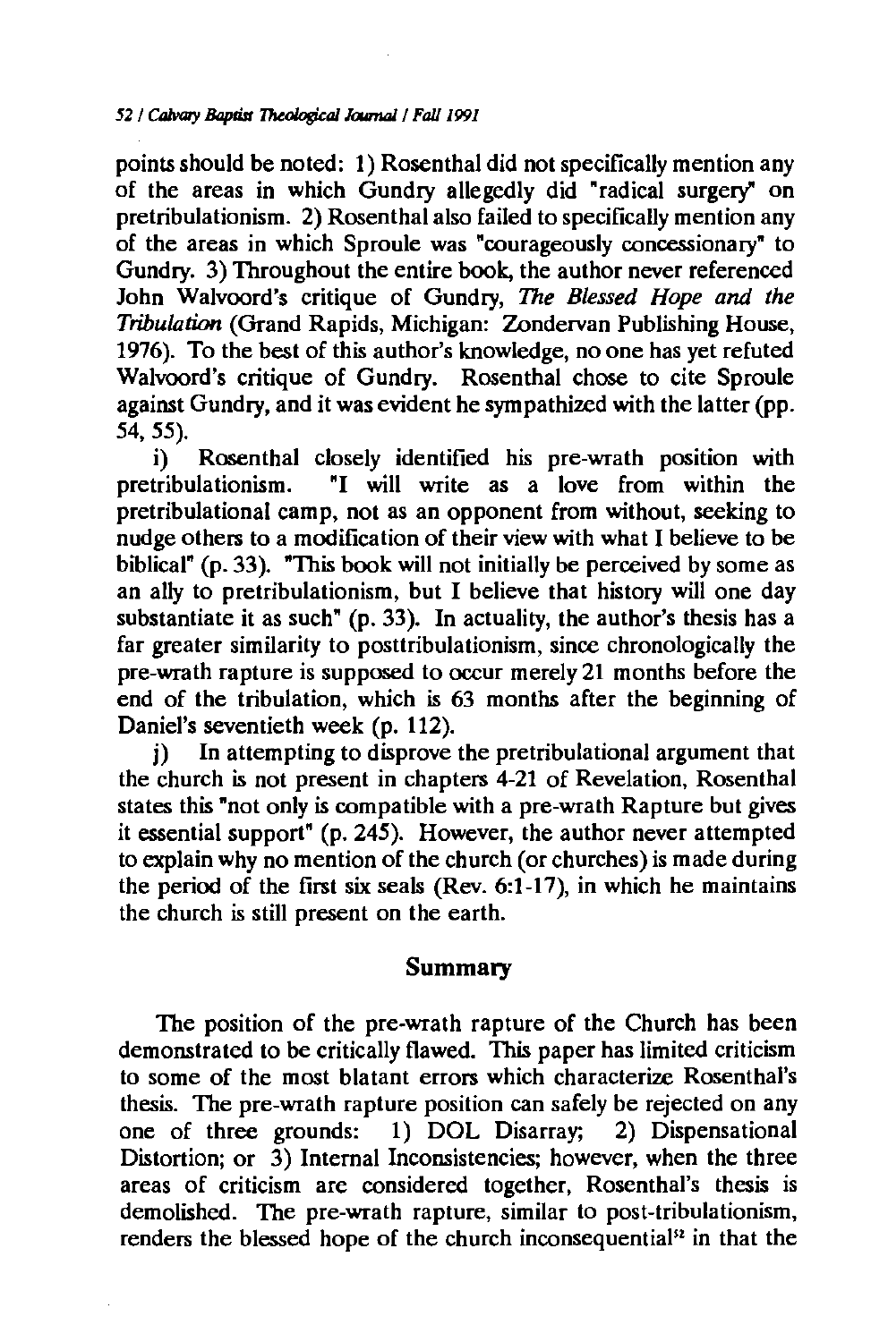points should be noted: 1) Rosenthal did not specifically mention any of the areas in which Gundry allegedly did "radical surgery" on pretribulationism. 2) Rosenthal also failed to specifically mention any of the areas in which Sproule was "courageously concessionary" to Gundry. 3) Throughout the entire book, the author never referenced John Walvoord's critique of Gundry, *The Blessed Hope and the Tribulation* (Grand Rapids, Michigan: Zondervan Publishing House, 1976). To the best of this author's knowledge, no one has yet refuted Walvoord's critique of Gundry. Rosenthal chose to cite Sproule against Gundry, and it was evident he sympathized with the latter (pp. 54, 55).

i) Rosenthal closely identified his pre-wrath position with pretribulationism. "I will write as a love from within the pretribulational camp, not as an opponent from without, seeking to nudge others to a modification of their view with what I believe to be biblical" (p. 33). "This book will not initially be perceived by some as an ally to pretribulationism, but I believe that history will one day substantiate it as such" (p. 33). In actuality, the author's thesis has a far greater similarity to posttribulationism, since chronologically the pre-wrath rapture is supposed to occur merely 21 months before the end of the tribulation, which is 63 months after the beginning of Daniel's seventieth week (p. 112).

j) In attempting to disprove the pretribulational argument that the church is not present in chapters 4-21 of Revelation, Rosenthal states this "not only is compatible with a pre-wrath Rapture but gives it essential support" (p. 245). However, the author never attempted to explain why no mention of the church (or churches) is made during the period of the first six seals (Rev. 6:1-17), in which he maintains the church is still present on the earth.

## Summary

The position of the pre-wrath rapture of the Church has been demonstrated to be critically flawed. This paper has limited criticism to some of the most blatant errors which characterize Rosenthal's thesis. The pre-wrath rapture position can safely be rejected on any one of three grounds: 1) DOL Disarray; 2) Dispensational Distortion; or 3) Internal Inconsistencies; however, when the three areas of criticism are considered together, Rosenthal's thesis is demolished. The pre-wrath rapture, similar to post-tribulationism, renders the blessed hope of the church inconsequential[32] in that the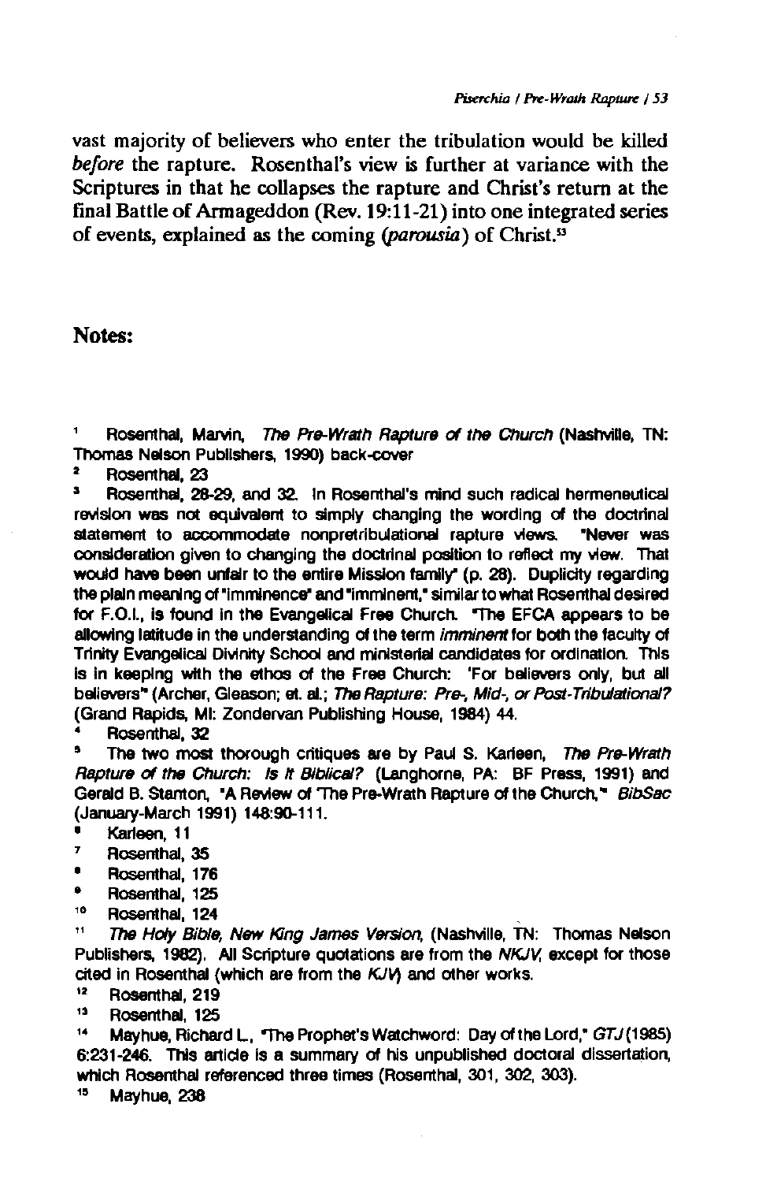vast majority of believers who enter the tribulation would be killed *before* the rapture. Rosenthal's view is further at variance with the Scriptures in that he collapses the rapture and Christ's return at the final Battle of Armageddon (Rev. 19:11-21) into one integrated series of events, explained as the coming (*parousia*) of Christ.[53]

## Notes:

1. Rosenthal, Marvin, *The Pre-Wrath Rapture of the Church* (Nashville, TN: Thomas Nelson Publishers, 1990) back-cover
2. Rosenthal, 23
3. Rosenthal, 28-29, and 32. In Rosenthal's mind such radical hermeneutical revision was not equivalent to simply changing the wording of the doctrinal statement to accommodate nonpretribulational rapture views. "Never was consideration given to changing the doctrinal position to reflect my view. That would have been unfair to the entire Mission family" (p. 28). Duplicity regarding the plain meaning of "imminence" and "imminent," similar to what Rosenthal desired for F.O.I., is found in the Evangelical Free Church. "The EFCA appears to be allowing latitude in the understanding of the term *imminent* for both the faculty of Trinity Evangelical Divinity School and ministerial candidates for ordination. This is in keeping with the ethos of the Free Church: 'For believers only, but all believers" (Archer, Gleason; et. al.; *The Rapture: Pre-, Mid-, or Post-Tribulational?* (Grand Rapids, MI: Zondervan Publishing House, 1984) 44.
4. Rosenthal, 32
5. The two most thorough critiques are by Paul S. Karleen, *The Pre-Wrath Rapture of the Church: Is It Biblical?* (Langhorne, PA: BF Press, 1991) and Gerald B. Stanton, "A Review of 'The Pre-Wrath Rapture of the Church,'" *BibSac* (January-March 1991) 148:90-111.
6. Karleen, 11
7. Rosenthal, 35
8. Rosenthal, 176
9. Rosenthal, 125
10. Rosenthal, 124
11. *The Holy Bible, New King James Version*, (Nashville, TN: Thomas Nelson Publishers, 1982). All Scripture quotations are from the *NKJV*, except for those cited in Rosenthal (which are from the *KJV*) and other works.
12. Rosenthal, 219
13. Rosenthal, 125
14. Mayhue, Richard L., "The Prophet's Watchword: Day of the Lord," *GTJ* (1985) 6:231-246. This article is a summary of his unpublished doctoral dissertation, which Rosenthal referenced three times (Rosenthal, 301, 302, 303).
15. Mayhue, 238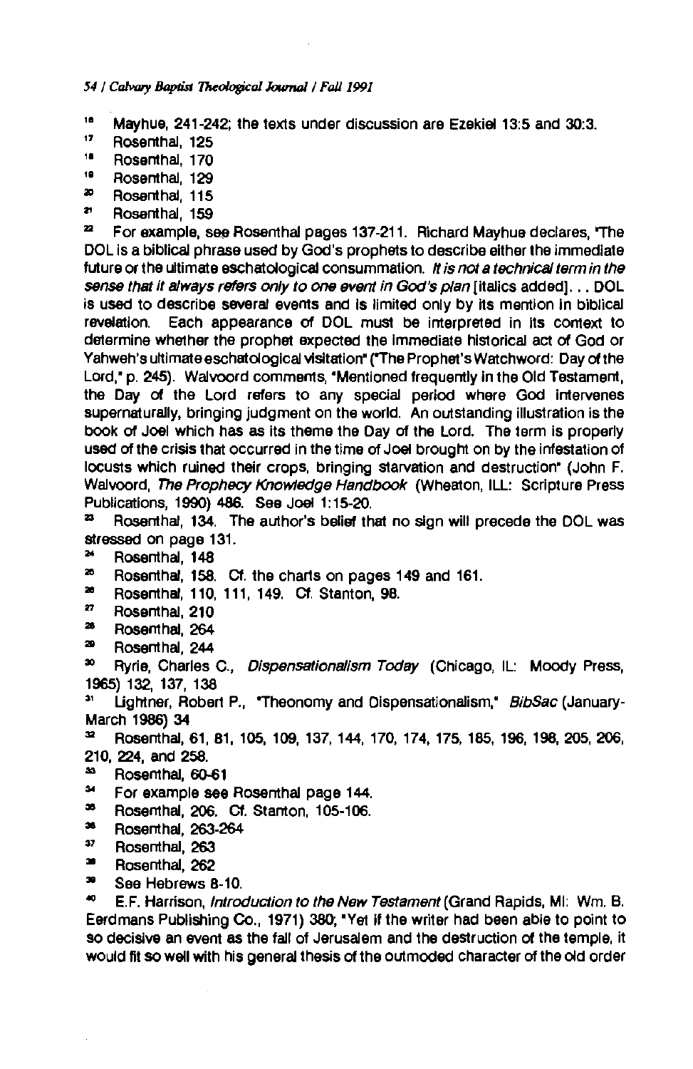[16] Mayhue, 241-242; the texts under discussion are Ezekiel 13:5 and 30:3.

[17] Rosenthal, 125

[18] Rosenthal, 170

[19] Rosenthal, 129

[20] Rosenthal, 115

[21] Rosenthal, 159

[22] For example, see Rosenthal pages 137-211. Richard Mayhue declares, "The DOL is a biblical phrase used by God's prophets to describe either the immediate future or the ultimate eschatological consummation. *It is not a technical term in the sense that it always refers only to one event in God's plan* [italics added]. . . DOL is used to describe several events and is limited only by its mention in biblical revelation. Each appearance of DOL must be interpreted in its context to determine whether the prophet expected the immediate historical act of God or Yahweh's ultimate eschatological visitation" ("The Prophet's Watchword: Day of the Lord," p. 245). Walvoord comments, "Mentioned frequently in the Old Testament, the Day of the Lord refers to any special period where God intervenes supernaturally, bringing judgment on the world. An outstanding illustration is the book of Joel which has as its theme the Day of the Lord. The term is properly used of the crisis that occurred in the time of Joel brought on by the infestation of locusts which ruined their crops, bringing starvation and destruction" (John F. Walvoord, *The Prophecy Knowledge Handbook* (Wheaton, ILL: Scripture Press Publications, 1990) 486. See Joel 1:15-20.

[23] Rosenthal, 134. The author's belief that no sign will precede the DOL was stressed on page 131.

[24] Rosenthal, 148

[25] Rosenthal, 158. Cf. the charts on pages 149 and 161.

[26] Rosenthal, 110, 111, 149. Cf. Stanton, 98.

[27] Rosenthal, 210

[28] Rosenthal, 264

[29] Rosenthal, 244

[30] Ryrie, Charles C., *Dispensationalism Today* (Chicago, IL: Moody Press, 1965) 132, 137, 138

[31] Lightner, Robert P., "Theonomy and Dispensationalism," *BibSac* (January-March 1986) 34

[32] Rosenthal, 61, 81, 105, 109, 137, 144, 170, 174, 175, 185, 196, 198, 205, 206, 210, 224, and 258.

[33] Rosenthal, 60-61

[34] For example see Rosenthal page 144.

[35] Rosenthal, 206. Cf. Stanton, 105-106.

[36] Rosenthal, 263-264

[37] Rosenthal, 263

[38] Rosenthal, 262

[39] See Hebrews 8-10.

[40] E.F. Harrison, *Introduction to the New Testament* (Grand Rapids, MI: Wm. B. Eerdmans Publishing Co., 1971) 380; "Yet if the writer had been able to point to so decisive an event as the fall of Jerusalem and the destruction of the temple, it would fit so well with his general thesis of the outmoded character of the old order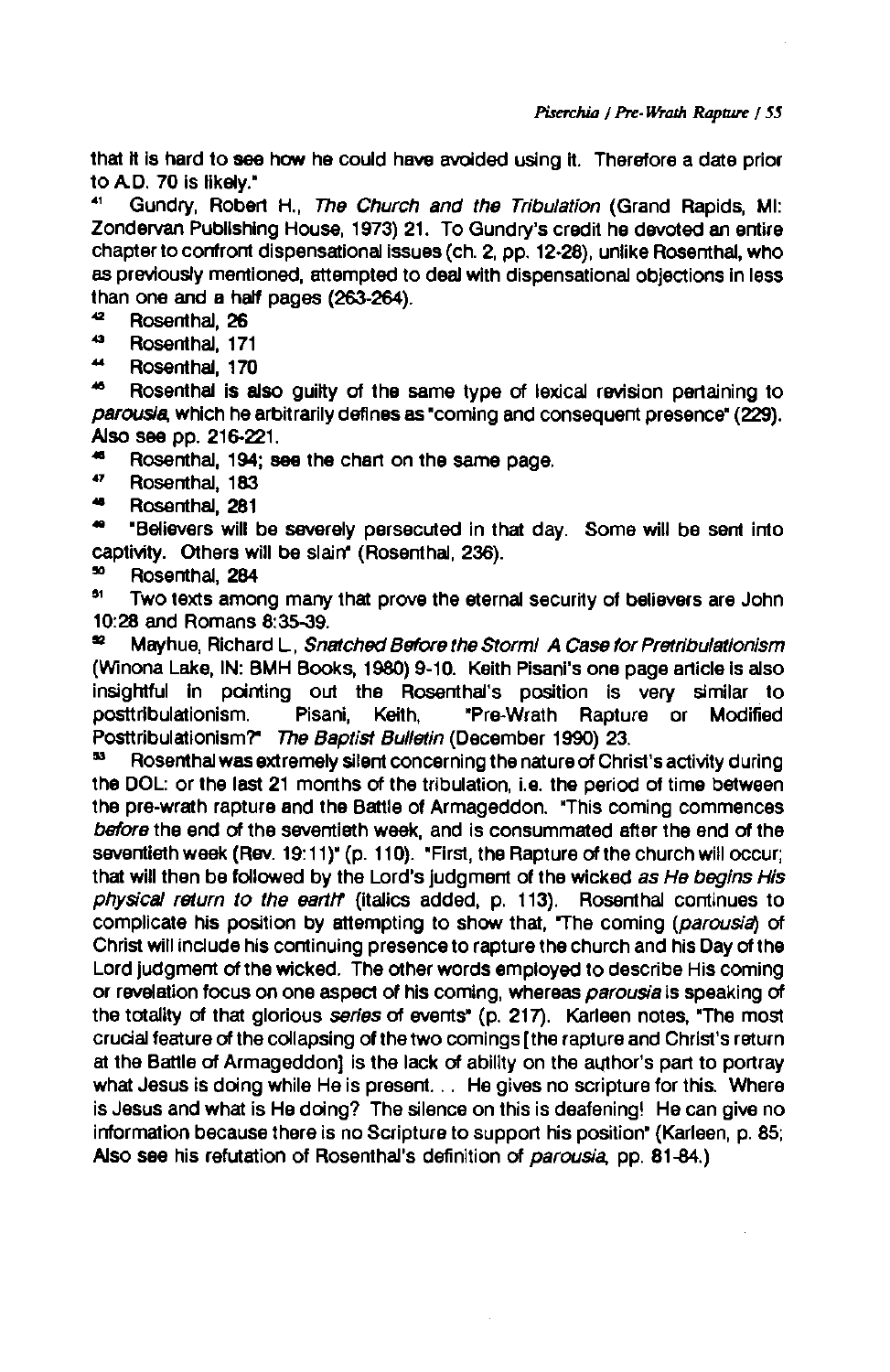that it is hard to see how he could have avoided using it. Therefore a date prior to A.D. 70 is likely."

[41] Gundry, Robert H., *The Church and the Tribulation* (Grand Rapids, MI: Zondervan Publishing House, 1973) 21. To Gundry's credit he devoted an entire chapter to confront dispensational issues (ch. 2, pp. 12-28), unlike Rosenthal, who as previously mentioned, attempted to deal with dispensational objections in less than one and a half pages (263-264).

[42] Rosenthal, 26

[43] Rosenthal, 171

[44] Rosenthal, 170

[45] Rosenthal is also guilty of the same type of lexical revision pertaining to *parousia*, which he arbitrarily defines as "coming and consequent presence" (229). Also see pp. 216-221.

[46] Rosenthal, 194; see the chart on the same page.

[47] Rosenthal, 183

[48] Rosenthal, 281

[49] "Believers will be severely persecuted in that day. Some will be sent into captivity. Others will be slain" (Rosenthal, 236).

[50] Rosenthal, 284

[51] Two texts among many that prove the eternal security of believers are John 10:28 and Romans 8:35-39.

[52] Mayhue, Richard L., *Snatched Before the Storm! A Case for Pretribulationism* (Winona Lake, IN: BMH Books, 1980) 9-10. Keith Pisani's one page article is also insightful in pointing out the Rosenthal's position is very similar to posttribulationism. Pisani, Keith, "Pre-Wrath Rapture or Modified Posttribulationism?" *The Baptist Bulletin* (December 1990) 23.

[53] Rosenthal was extremely silent concerning the nature of Christ's activity during the DOL: or the last 21 months of the tribulation, i.e. the period of time between the pre-wrath rapture and the Battle of Armageddon. "This coming commences *before* the end of the seventieth week, and is consummated after the end of the seventieth week (Rev. 19:11)" (p. 110). "First, the Rapture of the church will occur; that will then be followed by the Lord's judgment of the wicked *as He begins His physical return to the earth*" (italics added, p. 113). Rosenthal continues to complicate his position by attempting to show that, "The coming (*parousia*) of Christ will include his continuing presence to rapture the church and his Day of the Lord judgment of the wicked. The other words employed to describe His coming or revelation focus on one aspect of his coming, whereas *parousia* is speaking of the totality of that glorious *series* of events" (p. 217). Karleen notes, "The most crucial feature of the collapsing of the two comings [the rapture and Christ's return at the Battle of Armageddon] is the lack of ability on the author's part to portray what Jesus is doing while He is present. . . He gives no scripture for this. Where is Jesus and what is He doing? The silence on this is deafening! He can give no information because there is no Scripture to support his position" (Karleen, p. 85; Also see his refutation of Rosenthal's definition of *parousia*, pp. 81-84.)